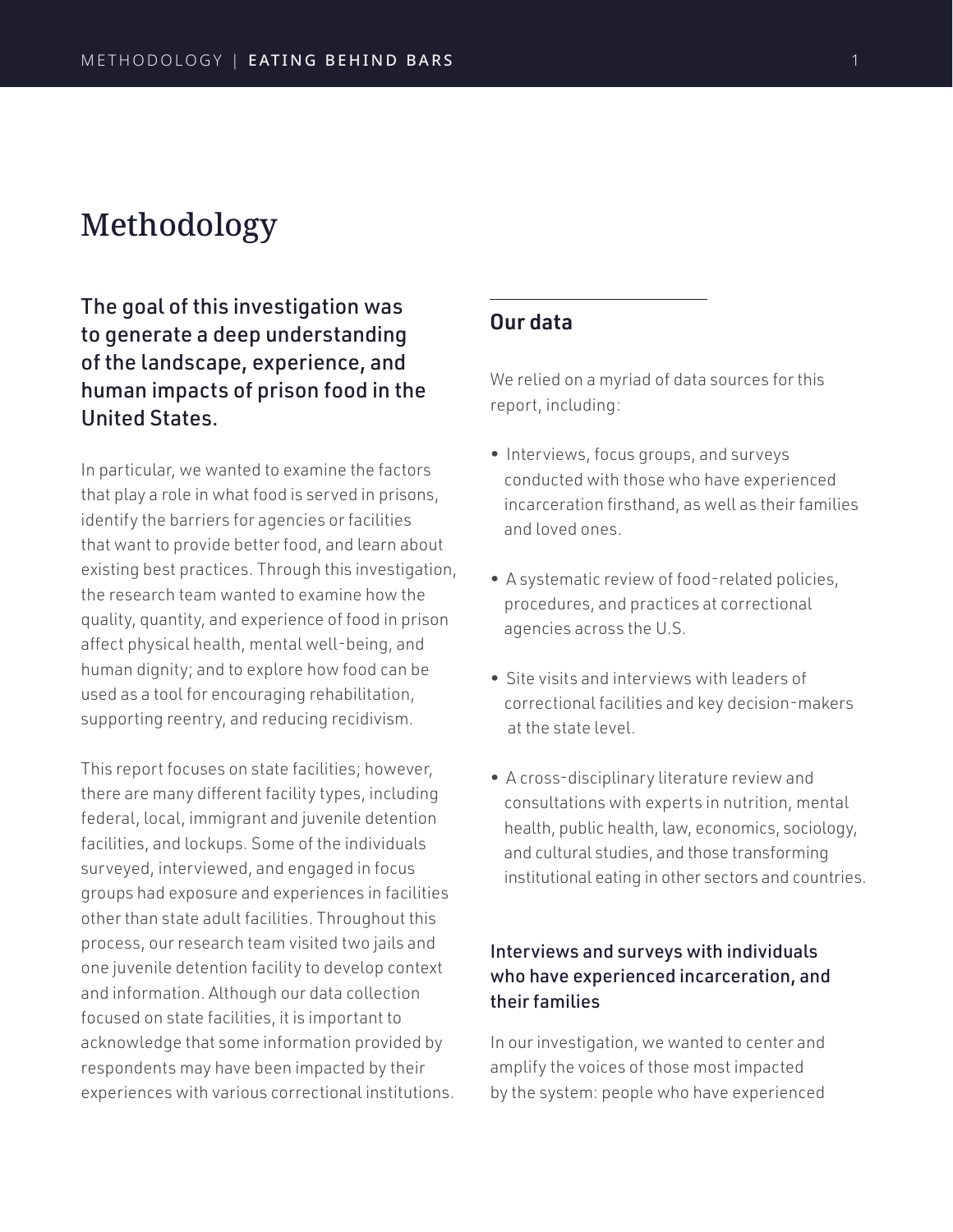# Methodology

## The goal of this investigation was to generate a deep understanding of the landscape, experience, and human impacts of prison food in the United States.

In particular, we wanted to examine the factors that play a role in what food is served in prisons, identify the barriers for agencies or facilities that want to provide better food, and learn about existing best practices. Through this investigation, the research team wanted to examine how the quality, quantity, and experience of food in prison affect physical health, mental well-being, and human dignity; and to explore how food can be used as a tool for encouraging rehabilitation, supporting reentry, and reducing recidivism.

This report focuses on state facilities; however, there are many different facility types, including federal, local, immigrant and juvenile detention facilities, and lockups. Some of the individuals surveyed, interviewed, and engaged in focus groups had exposure and experiences in facilities other than state adult facilities. Throughout this process, our research team visited two jails and one juvenile detention facility to develop context and information. Although our data collection focused on state facilities, it is important to acknowledge that some information provided by respondents may have been impacted by their experiences with various correctional institutions.

## Our data

We relied on a myriad of data sources for this report, including:

- Interviews, focus groups, and surveys conducted with those who have experienced incarceration firsthand, as well as their families and loved ones.
- A systematic review of food-related policies, procedures, and practices at correctional agencies across the U.S.
- Site visits and interviews with leaders of correctional facilities and key decision-makers at the state level.
- A cross-disciplinary literature review and consultations with experts in nutrition, mental health, public health, law, economics, sociology, and cultural studies, and those transforming institutional eating in other sectors and countries.

### Interviews and surveys with individuals who have experienced incarceration, and their families

In our investigation, we wanted to center and amplify the voices of those most impacted by the system: people who have experienced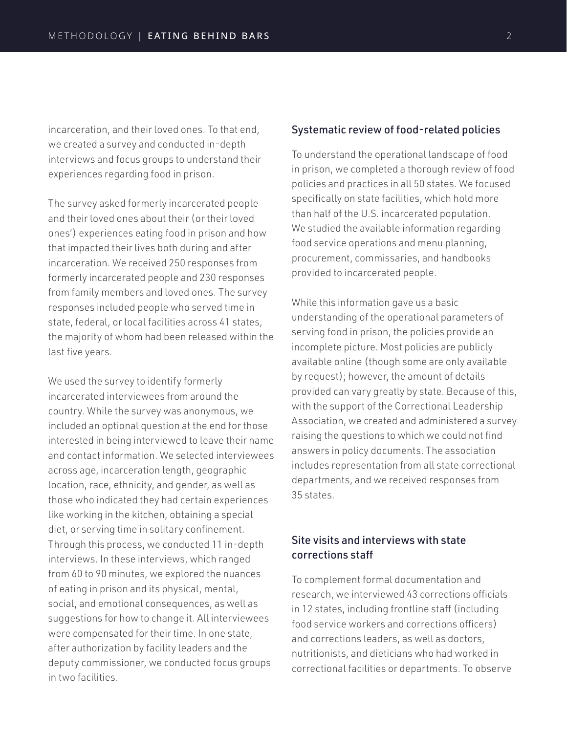incarceration, and their loved ones. To that end, we created a survey and conducted in-depth interviews and focus groups to understand their experiences regarding food in prison.

The survey asked formerly incarcerated people and their loved ones about their (or their loved ones') experiences eating food in prison and how that impacted their lives both during and after incarceration. We received 250 responses from formerly incarcerated people and 230 responses from family members and loved ones. The survey responses included people who served time in state, federal, or local facilities across 41 states, the majority of whom had been released within the last five years.

We used the survey to identify formerly incarcerated interviewees from around the country. While the survey was anonymous, we included an optional question at the end for those interested in being interviewed to leave their name and contact information. We selected interviewees across age, incarceration length, geographic location, race, ethnicity, and gender, as well as those who indicated they had certain experiences like working in the kitchen, obtaining a special diet, or serving time in solitary confinement. Through this process, we conducted 11 in-depth interviews. In these interviews, which ranged from 60 to 90 minutes, we explored the nuances of eating in prison and its physical, mental, social, and emotional consequences, as well as suggestions for how to change it. All interviewees were compensated for their time. In one state, after authorization by facility leaders and the deputy commissioner, we conducted focus groups in two facilities.

### Systematic review of food-related policies

To understand the operational landscape of food in prison, we completed a thorough review of food policies and practices in all 50 states. We focused specifically on state facilities, which hold more than half of the U.S. incarcerated population. We studied the available information regarding food service operations and menu planning, procurement, commissaries, and handbooks provided to incarcerated people.

While this information gave us a basic understanding of the operational parameters of serving food in prison, the policies provide an incomplete picture. Most policies are publicly available online (though some are only available by request); however, the amount of details provided can vary greatly by state. Because of this, with the support of the Correctional Leadership Association, we created and administered a survey raising the questions to which we could not find answers in policy documents. The association includes representation from all state correctional departments, and we received responses from 35 states.

### Site visits and interviews with state corrections staff

To complement formal documentation and research, we interviewed 43 corrections officials in 12 states, including frontline staff (including food service workers and corrections officers) and corrections leaders, as well as doctors, nutritionists, and dieticians who had worked in correctional facilities or departments. To observe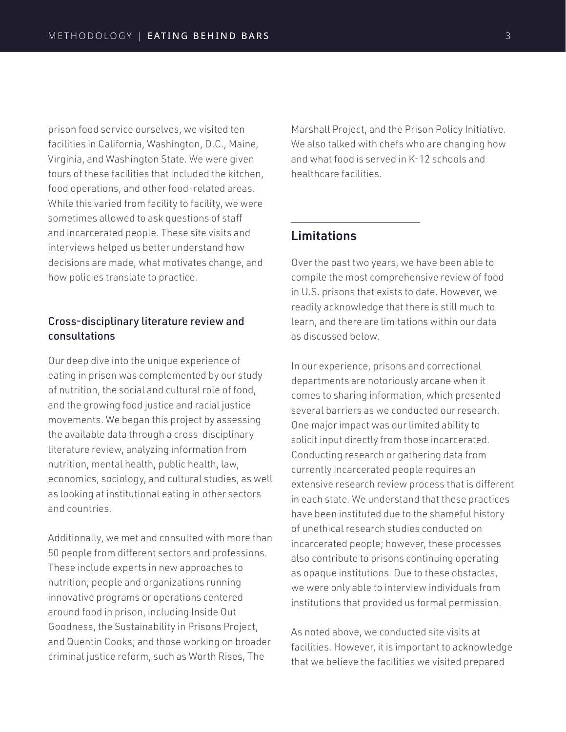prison food service ourselves, we visited ten facilities in California, Washington, D.C., Maine, Virginia, and Washington State. We were given tours of these facilities that included the kitchen, food operations, and other food-related areas. While this varied from facility to facility, we were sometimes allowed to ask questions of staff and incarcerated people. These site visits and interviews helped us better understand how decisions are made, what motivates change, and how policies translate to practice.

### Cross-disciplinary literature review and consultations

Our deep dive into the unique experience of eating in prison was complemented by our study of nutrition, the social and cultural role of food, and the growing food justice and racial justice movements. We began this project by assessing the available data through a cross-disciplinary literature review, analyzing information from nutrition, mental health, public health, law, economics, sociology, and cultural studies, as well as looking at institutional eating in other sectors and countries.

Additionally, we met and consulted with more than 50 people from different sectors and professions. These include experts in new approaches to nutrition; people and organizations running innovative programs or operations centered around food in prison, including Inside Out Goodness, the Sustainability in Prisons Project, and Quentin Cooks; and those working on broader criminal justice reform, such as Worth Rises, The Marshall Project, and the Prison Policy Initiative. We also talked with chefs who are changing how and what food is served in K-12 schools and healthcare facilities.

## Limitations

Over the past two years, we have been able to compile the most comprehensive review of food in U.S. prisons that exists to date. However, we readily acknowledge that there is still much to learn, and there are limitations within our data as discussed below.

In our experience, prisons and correctional departments are notoriously arcane when it comes to sharing information, which presented several barriers as we conducted our research. One major impact was our limited ability to solicit input directly from those incarcerated. Conducting research or gathering data from currently incarcerated people requires an extensive research review process that is different in each state. We understand that these practices have been instituted due to the shameful history of unethical research studies conducted on incarcerated people; however, these processes also contribute to prisons continuing operating as opaque institutions. Due to these obstacles, we were only able to interview individuals from institutions that provided us formal permission.

As noted above, we conducted site visits at facilities. However, it is important to acknowledge that we believe the facilities we visited prepared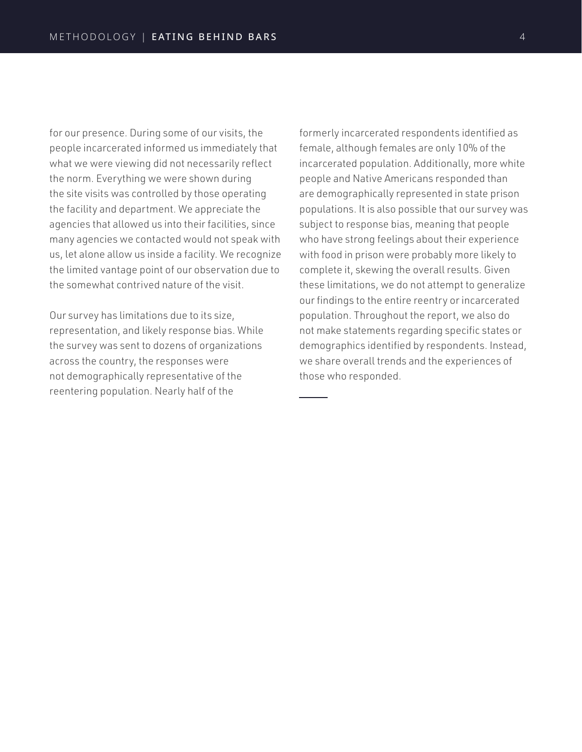for our presence. During some of our visits, the people incarcerated informed us immediately that what we were viewing did not necessarily reflect the norm. Everything we were shown during the site visits was controlled by those operating the facility and department. We appreciate the agencies that allowed us into their facilities, since many agencies we contacted would not speak with us, let alone allow us inside a facility. We recognize the limited vantage point of our observation due to the somewhat contrived nature of the visit.

Our survey has limitations due to its size, representation, and likely response bias. While the survey was sent to dozens of organizations across the country, the responses were not demographically representative of the reentering population. Nearly half of the formerly incarcerated respondents identified as female, although females are only 10% of the incarcerated population. Additionally, more white people and Native Americans responded than are demographically represented in state prison populations. It is also possible that our survey was subject to response bias, meaning that people who have strong feelings about their experience with food in prison were probably more likely to complete it, skewing the overall results. Given these limitations, we do not attempt to generalize our findings to the entire reentry or incarcerated population. Throughout the report, we also do not make statements regarding specific states or demographics identified by respondents. Instead, we share overall trends and the experiences of those who responded.